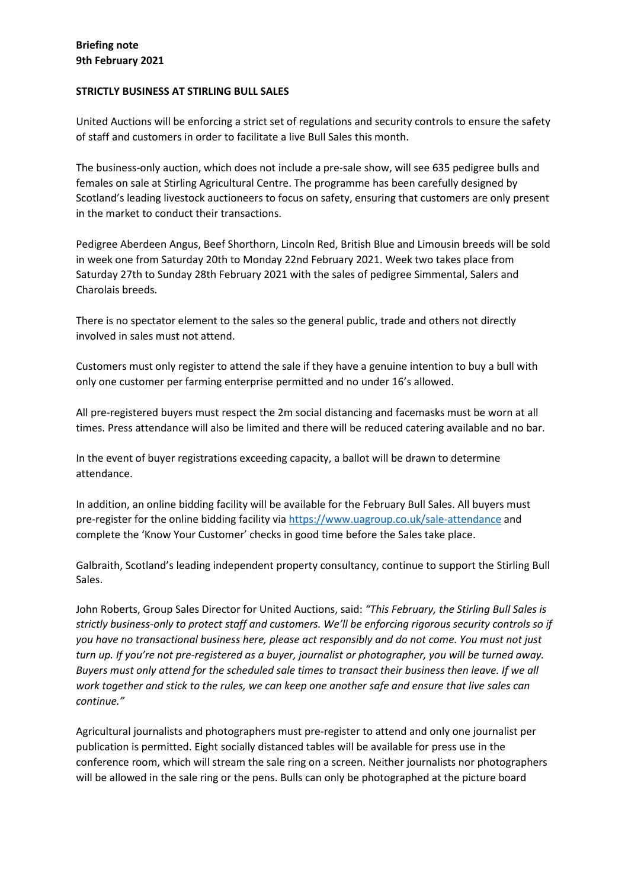**Briefing note**
**9th February 2021**

**STRICTLY BUSINESS AT STIRLING BULL SALES**

United Auctions will be enforcing a strict set of regulations and security controls to ensure the safety of staff and customers in order to facilitate a live Bull Sales this month.

The business-only auction, which does not include a pre-sale show, will see 635 pedigree bulls and females on sale at Stirling Agricultural Centre. The programme has been carefully designed by Scotland's leading livestock auctioneers to focus on safety, ensuring that customers are only present in the market to conduct their transactions.

Pedigree Aberdeen Angus, Beef Shorthorn, Lincoln Red, British Blue and Limousin breeds will be sold in week one from Saturday 20th to Monday 22nd February 2021. Week two takes place from Saturday 27th to Sunday 28th February 2021 with the sales of pedigree Simmental, Salers and Charolais breeds.

There is no spectator element to the sales so the general public, trade and others not directly involved in sales must not attend.

Customers must only register to attend the sale if they have a genuine intention to buy a bull with only one customer per farming enterprise permitted and no under 16's allowed.

All pre-registered buyers must respect the 2m social distancing and facemasks must be worn at all times. Press attendance will also be limited and there will be reduced catering available and no bar.

In the event of buyer registrations exceeding capacity, a ballot will be drawn to determine attendance.

In addition, an online bidding facility will be available for the February Bull Sales. All buyers must pre-register for the online bidding facility via https://www.uagroup.co.uk/sale-attendance and complete the 'Know Your Customer' checks in good time before the Sales take place.

Galbraith, Scotland's leading independent property consultancy, continue to support the Stirling Bull Sales.

John Roberts, Group Sales Director for United Auctions, said: *"This February, the Stirling Bull Sales is strictly business-only to protect staff and customers. We'll be enforcing rigorous security controls so if you have no transactional business here, please act responsibly and do not come. You must not just turn up. If you're not pre-registered as a buyer, journalist or photographer, you will be turned away. Buyers must only attend for the scheduled sale times to transact their business then leave. If we all work together and stick to the rules, we can keep one another safe and ensure that live sales can continue."*

Agricultural journalists and photographers must pre-register to attend and only one journalist per publication is permitted. Eight socially distanced tables will be available for press use in the conference room, which will stream the sale ring on a screen. Neither journalists nor photographers will be allowed in the sale ring or the pens. Bulls can only be photographed at the picture board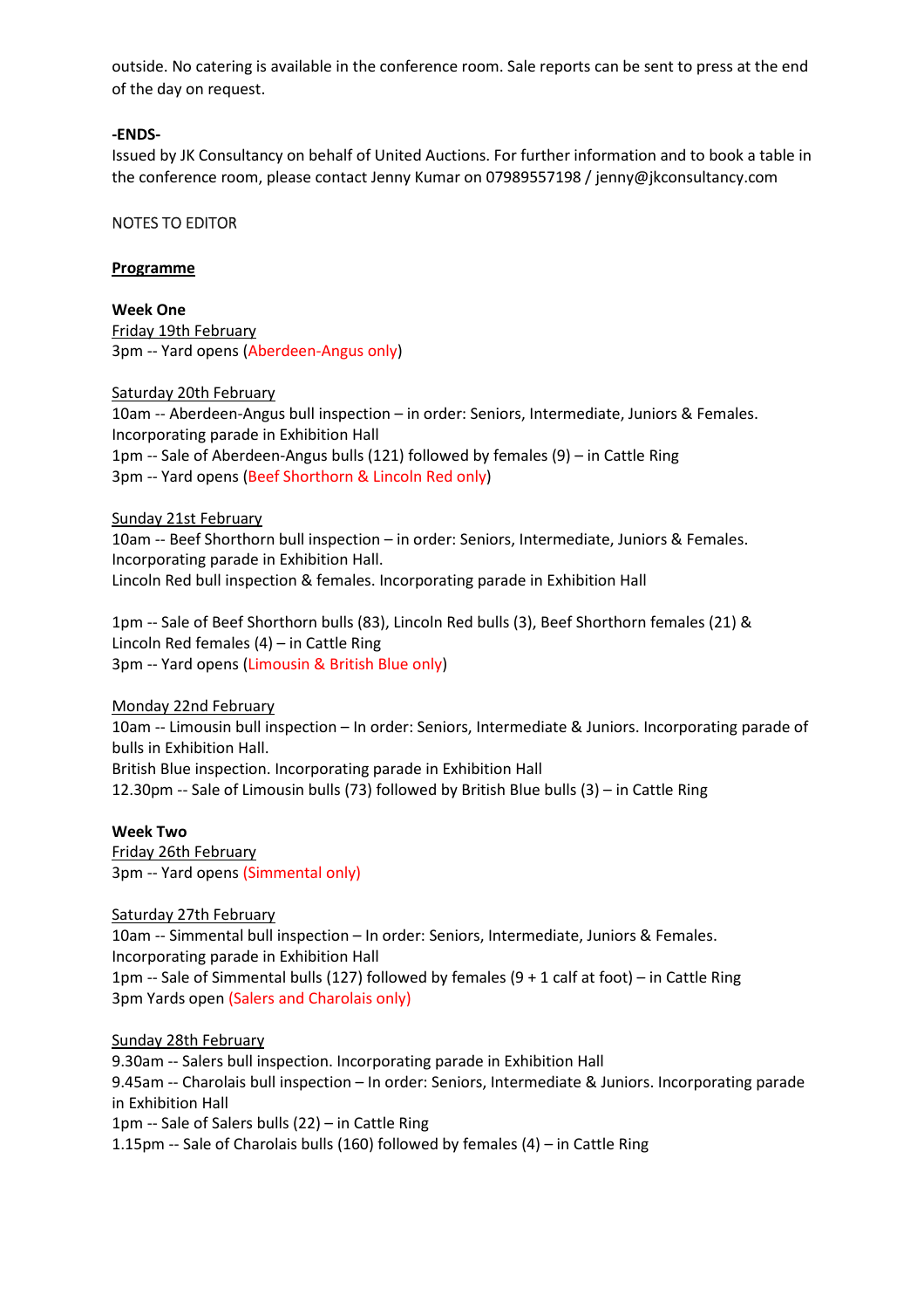outside. No catering is available in the conference room. Sale reports can be sent to press at the end of the day on request.

**-ENDS-**

Issued by JK Consultancy on behalf of United Auctions. For further information and to book a table in the conference room, please contact Jenny Kumar on 07989557198 / jenny@jkconsultancy.com

NOTES TO EDITOR

**Programme**

**Week One**

Friday 19th February

3pm -- Yard opens (Aberdeen-Angus only)

Saturday 20th February

10am -- Aberdeen-Angus bull inspection – in order: Seniors, Intermediate, Juniors & Females. Incorporating parade in Exhibition Hall

1pm -- Sale of Aberdeen-Angus bulls (121) followed by females (9) – in Cattle Ring

3pm -- Yard opens (Beef Shorthorn & Lincoln Red only)

Sunday 21st February

10am -- Beef Shorthorn bull inspection – in order: Seniors, Intermediate, Juniors & Females. Incorporating parade in Exhibition Hall.

Lincoln Red bull inspection & females. Incorporating parade in Exhibition Hall

1pm -- Sale of Beef Shorthorn bulls (83), Lincoln Red bulls (3), Beef Shorthorn females (21) & Lincoln Red females (4) – in Cattle Ring

3pm -- Yard opens (Limousin & British Blue only)

Monday 22nd February

10am -- Limousin bull inspection – In order: Seniors, Intermediate & Juniors. Incorporating parade of bulls in Exhibition Hall.

British Blue inspection. Incorporating parade in Exhibition Hall

12.30pm -- Sale of Limousin bulls (73) followed by British Blue bulls (3) – in Cattle Ring

**Week Two**

Friday 26th February

3pm -- Yard opens (Simmental only)

Saturday 27th February

10am -- Simmental bull inspection – In order: Seniors, Intermediate, Juniors & Females. Incorporating parade in Exhibition Hall

1pm -- Sale of Simmental bulls (127) followed by females (9 + 1 calf at foot) – in Cattle Ring

3pm Yards open (Salers and Charolais only)

Sunday 28th February

9.30am -- Salers bull inspection. Incorporating parade in Exhibition Hall

9.45am -- Charolais bull inspection – In order: Seniors, Intermediate & Juniors. Incorporating parade in Exhibition Hall

1pm -- Sale of Salers bulls (22) – in Cattle Ring

1.15pm -- Sale of Charolais bulls (160) followed by females (4) – in Cattle Ring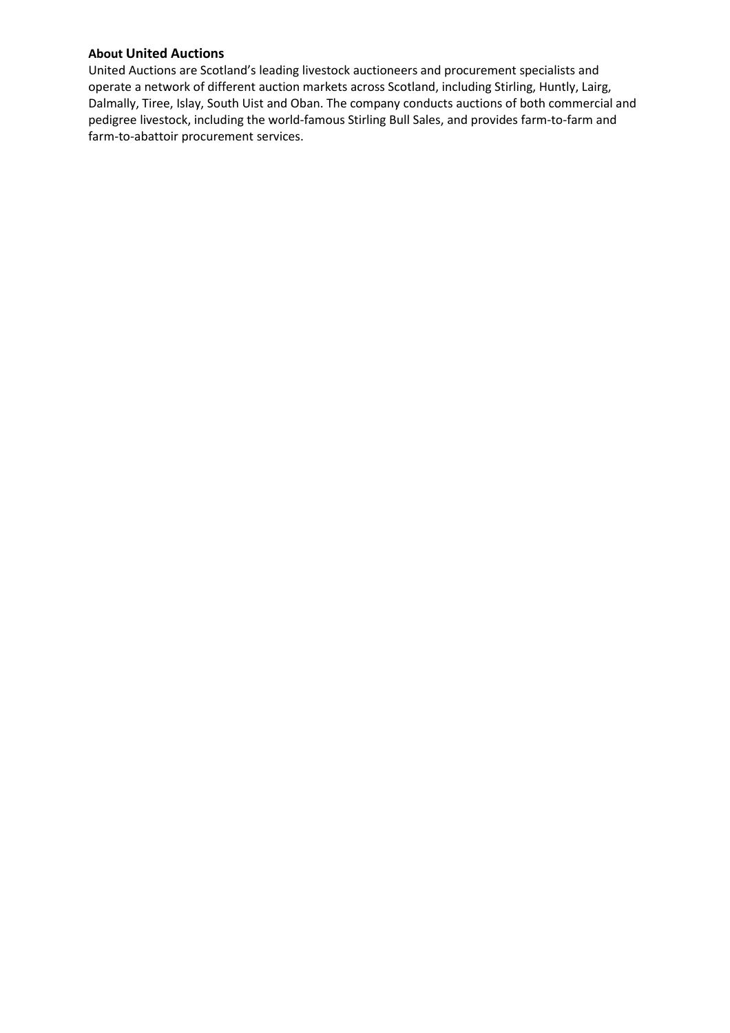**About United Auctions**

United Auctions are Scotland's leading livestock auctioneers and procurement specialists and operate a network of different auction markets across Scotland, including Stirling, Huntly, Lairg, Dalmally, Tiree, Islay, South Uist and Oban. The company conducts auctions of both commercial and pedigree livestock, including the world-famous Stirling Bull Sales, and provides farm-to-farm and farm-to-abattoir procurement services.